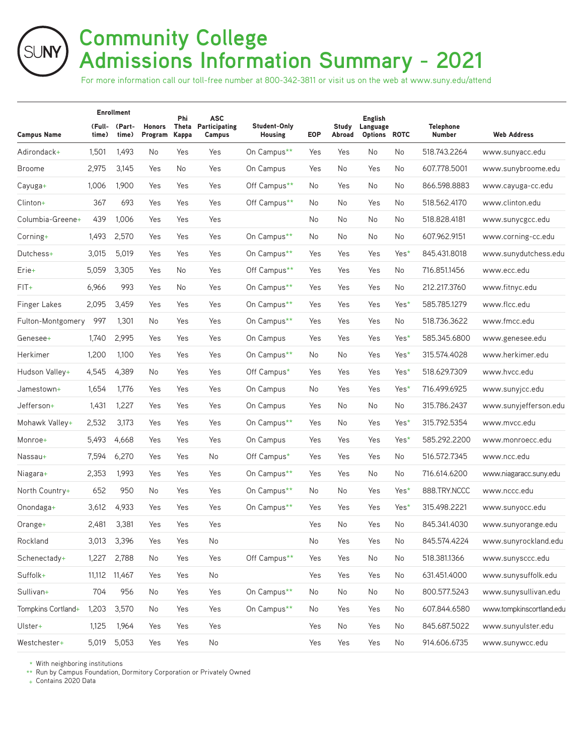# Community College Admissions Information Summary - 2021

For more information call our toll-free number at 800-342-3811 or visit us on the web at www.suny.edu/attend

| Campus Name | Enrollment (Full-time) | Enrollment (Part-time) | Honors Program | Phi Theta Kappa | ASC Participating Campus | Student-Only Housing | EOP | Study Abroad | English Language Options | ROTC | Telephone Number | Web Address |
|---|---|---|---|---|---|---|---|---|---|---|---|---|
| Adirondack+ | 1,501 | 1,493 | No | Yes | Yes | On Campus** | Yes | Yes | No | No | 518.743.2264 | www.sunyacc.edu |
| Broome | 2,975 | 3,145 | Yes | No | Yes | On Campus | Yes | No | Yes | No | 607.778.5001 | www.sunybroome.edu |
| Cayuga+ | 1,006 | 1,900 | Yes | Yes | Yes | Off Campus** | No | Yes | No | No | 866.598.8883 | www.cayuga-cc.edu |
| Clinton+ | 367 | 693 | Yes | Yes | Yes | Off Campus** | No | No | Yes | No | 518.562.4170 | www.clinton.edu |
| Columbia-Greene+ | 439 | 1,006 | Yes | Yes | Yes | | No | No | No | No | 518.828.4181 | www.sunycgcc.edu |
| Corning+ | 1,493 | 2,570 | Yes | Yes | Yes | On Campus** | No | No | No | No | 607.962.9151 | www.corning-cc.edu |
| Dutchess+ | 3,015 | 5,019 | Yes | Yes | Yes | On Campus** | Yes | Yes | Yes | Yes* | 845.431.8018 | www.sunydutchess.edu |
| Erie+ | 5,059 | 3,305 | Yes | No | Yes | Off Campus** | Yes | Yes | Yes | No | 716.851.1456 | www.ecc.edu |
| FIT+ | 6,966 | 993 | Yes | No | Yes | On Campus** | Yes | Yes | Yes | No | 212.217.3760 | www.fitnyc.edu |
| Finger Lakes | 2,095 | 3,459 | Yes | Yes | Yes | On Campus** | Yes | Yes | Yes | Yes* | 585.785.1279 | www.flcc.edu |
| Fulton-Montgomery | 997 | 1,301 | No | Yes | Yes | On Campus** | Yes | Yes | Yes | No | 518.736.3622 | www.fmcc.edu |
| Genesee+ | 1,740 | 2,995 | Yes | Yes | Yes | On Campus | Yes | Yes | Yes | Yes* | 585.345.6800 | www.genesee.edu |
| Herkimer | 1,200 | 1,100 | Yes | Yes | Yes | On Campus** | No | No | Yes | Yes* | 315.574.4028 | www.herkimer.edu |
| Hudson Valley+ | 4,545 | 4,389 | No | Yes | Yes | Off Campus* | Yes | Yes | Yes | Yes* | 518.629.7309 | www.hvcc.edu |
| Jamestown+ | 1,654 | 1,776 | Yes | Yes | Yes | On Campus | No | Yes | Yes | Yes* | 716.499.6925 | www.sunyjcc.edu |
| Jefferson+ | 1,431 | 1,227 | Yes | Yes | Yes | On Campus | Yes | No | No | No | 315.786.2437 | www.sunyjefferson.edu |
| Mohawk Valley+ | 2,532 | 3,173 | Yes | Yes | Yes | On Campus** | Yes | No | Yes | Yes* | 315.792.5354 | www.mvcc.edu |
| Monroe+ | 5,493 | 4,668 | Yes | Yes | Yes | On Campus | Yes | Yes | Yes | Yes* | 585.292.2200 | www.monroecc.edu |
| Nassau+ | 7,594 | 6,270 | Yes | Yes | No | Off Campus* | Yes | Yes | Yes | No | 516.572.7345 | www.ncc.edu |
| Niagara+ | 2,353 | 1,993 | Yes | Yes | Yes | On Campus** | Yes | Yes | No | No | 716.614.6200 | www.niagaracc.suny.edu |
| North Country+ | 652 | 950 | No | Yes | Yes | On Campus** | No | No | Yes | Yes* | 888.TRY.NCCC | www.nccc.edu |
| Onondaga+ | 3,612 | 4,933 | Yes | Yes | Yes | On Campus** | Yes | Yes | Yes | Yes* | 315.498.2221 | www.sunyocc.edu |
| Orange+ | 2,481 | 3,381 | Yes | Yes | Yes | | Yes | No | Yes | No | 845.341.4030 | www.sunyorange.edu |
| Rockland | 3,013 | 3,396 | Yes | Yes | No | | No | Yes | Yes | No | 845.574.4224 | www.sunyrockland.edu |
| Schenectady+ | 1,227 | 2,788 | No | Yes | Yes | Off Campus** | Yes | Yes | No | No | 518.381.1366 | www.sunysccc.edu |
| Suffolk+ | 11,112 | 11,467 | Yes | Yes | No | | Yes | Yes | Yes | No | 631.451.4000 | www.sunysuffolk.edu |
| Sullivan+ | 704 | 956 | No | Yes | Yes | On Campus** | No | No | No | No | 800.577.5243 | www.sunysullivan.edu |
| Tompkins Cortland+ | 1,203 | 3,570 | No | Yes | Yes | On Campus** | No | Yes | Yes | No | 607.844.6580 | www.tompkinscortland.edu |
| Ulster+ | 1,125 | 1,964 | Yes | Yes | Yes | | Yes | No | Yes | No | 845.687.5022 | www.sunyulster.edu |
| Westchester+ | 5,019 | 5,053 | Yes | Yes | No | | Yes | Yes | Yes | No | 914.606.6735 | www.sunywcc.edu |

\* With neighboring institutions
\*\* Run by Campus Foundation, Dormitory Corporation or Privately Owned
\+ Contains 2020 Data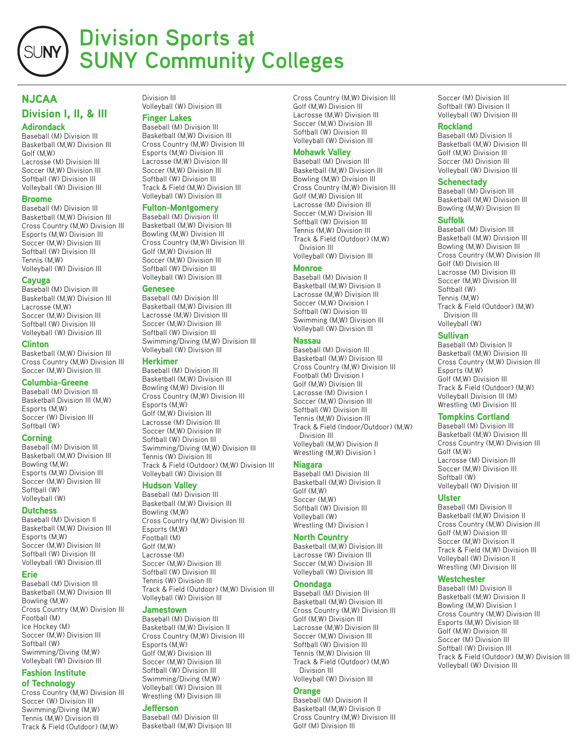# Division Sports at SUNY Community Colleges

## NJCAA Division I, II, & III

### Adirondack
Baseball (M) Division III
Basketball (M,W) Division III
Golf (M,W)
Lacrosse (M) Division III
Soccer (M,W) Division III
Softball (W) Division III
Volleyball (W) Division III

### Broome
Baseball (M) Division III
Basketball (M,W) Division III
Cross Country (M,W) Division III
Esports (M,W) Division III
Soccer (M,W) Division III
Softball (W) Division III
Tennis (M,W)
Volleyball (W) Division III

### Cayuga
Baseball (M) Division III
Basketball (M,W) Division III
Lacrosse (M,W)
Soccer (M,W) Division III
Softball (W) Division III
Volleyball (W) Division III

### Clinton
Basketball (M,W) Division III
Cross Country (M,W) Division III
Soccer (M,W) Division III

### Columbia-Greene
Baseball (M) Division III
Basketball Division III (M,W)
Esports (M,W)
Soccer (W) Division III
Softball (W)

### Corning
Baseball (M) Division III
Basketball (M,W) Division III
Bowling (M,W)
Esports (M,W) Division III
Soccer (M,W) Division III
Softball (W)
Volleyball (W)

### Dutchess
Baseball (M) Division II
Basketball (M,W) Division III
Esports (M,W)
Soccer (M,W) Division III
Softball (W) Division III
Volleyball (W) Division III

### Erie
Baseball (M) Division III
Basketball (M,W) Division III
Bowling (M,W)
Cross Country (M,W) Division III
Football (M)
Ice Hockey (M)
Soccer (M,W) Division III
Softball (W)
Swimming/Diving (M,W)
Volleyball (W) Division III

### Fashion Institute of Technology
Cross Country (M,W) Division III
Soccer (W) Division III
Swimming/Diving (M,W)
Tennis (M,W) Division III
Track & Field (Outdoor) (M,W) Division III
Volleyball (W) Division III

### Finger Lakes
Baseball (M) Division III
Basketball (M,W) Division III
Cross Country (M,W) Division III
Esports (M,W) Division III
Lacrosse (M,W) Division III
Soccer (M,W) Division III
Softball (W) Division III
Track & Field (M,W) Division III
Volleyball (W) Division III

### Fulton-Montgomery
Baseball (M) Division III
Basketball (M,W) Division III
Bowling (M,W) Division III
Cross Country (M,W) Division III
Golf (M,W) Division III
Soccer (M,W) Division III
Softball (W) Division III
Volleyball (W) Division III

### Genesee
Baseball (M) Division III
Basketball (M,W) Division III
Lacrosse (M,W) Division III
Soccer (M,W) Division III
Softball (W) Division III
Swimming/Diving (M,W) Division III
Volleyball (W) Division III

### Herkimer
Baseball (M) Division III
Basketball (M,W) Division III
Bowling (M,W) Division III
Cross Country (M,W) Division III
Esports (M,W)
Golf (M,W) Division III
Lacrosse (M) Division III
Soccer (M,W) Division III
Softball (W) Division III
Swimming/Diving (M,W) Division III
Tennis (W) Division III
Track & Field (Outdoor) (M,W) Division III
Volleyball (W) Division III

### Hudson Valley
Baseball (M) Division III
Basketball (M,W) Division III
Bowling (M,W)
Cross Country (M,W) Division III
Esports (M,W)
Football (M)
Golf (M,W)
Lacrosse (M)
Soccer (M,W) Division III
Softball (W) Division III
Tennis (W) Division III
Track & Field (Outdoor) (M,W) Division III
Volleyball (W) Division III

### Jamestown
Baseball (M) Division III
Basketball (M,W) Division II
Cross Country (M,W) Division III
Esports (M,W)
Golf (M,W) Division III
Soccer (M,W) Division III
Softball (W) Division III
Swimming/Diving (M,W)
Volleyball (W) Division III
Wrestling (M) Division III

### Jefferson
Baseball (M) Division III
Basketball (M,W) Division III
Cross Country (M,W) Division III
Golf (M,W) Division III
Lacrosse (M,W) Division III
Soccer (M,W) Division III
Softball (W) Division III
Volleyball (W) Division III

### Mohawk Valley
Baseball (M) Division III
Basketball (M,W) Division III
Bowling (M,W) Division III
Cross Country (M,W) Division III
Golf (M,W) Division III
Lacrosse (M) Division III
Soccer (M,W) Division III
Softball (W) Division III
Tennis (M,W) Division III
Track & Field (Outdoor) (M,W) Division III
Volleyball (W) Division III

### Monroe
Baseball (M) Division II
Basketball (M,W) Division II
Lacrosse (M,W) Division III
Soccer (M,W) Division I
Softball (W) Division III
Swimming (M,W) Division III
Volleyball (W) Division III

### Nassau
Baseball (M) Division III
Basketball (M,W) Division III
Cross Country (M,W) Division III
Football (M) Division I
Golf (M,W) Division III
Lacrosse (M) Division I
Soccer (M,W) Division III
Softball (W) Division III
Tennis (M,W) Division III
Track & Field (Indoor/Outdoor) (M,W) Division III
Volleyball (M,W) Division II
Wrestling (M,W) Division I

### Niagara
Baseball (M) Division III
Basketball (M,W) Division II
Golf (M,W)
Soccer (M,W)
Softball (W) Division III
Volleyball (W)
Wrestling (M) Division I

### North Country
Basketball (M,W) Division III
Lacrosse (W) Division III
Soccer (M,W) Division III
Volleyball (W) Division III

### Onondaga
Baseball (M) Division III
Basketball (M,W) Division III
Cross Country (M,W) Division III
Golf (M,W) Division III
Lacrosse (M,W) Division III
Soccer (M,W) Division III
Softball (W) Division III
Tennis (M,W) Division III
Track & Field (Outdoor) (M,W) Division III
Volleyball (W) Division III

### Orange
Baseball (M) Division II
Basketball (M,W) Division II
Cross Country (M,W) Division III
Golf (M) Division III
Soccer (M) Division III
Softball (W) Division II
Volleyball (W) Division III

### Rockland
Baseball (M) Division II
Basketball (M,W) Division III
Golf (M,W) Division III
Soccer (M) Division III
Volleyball (W) Division III

### Schenectady
Baseball (M) Division III
Basketball (M,W) Division III
Bowling (M,W) Division III

### Suffolk
Baseball (M) Division III
Basketball (M,W) Division III
Bowling (M,W) Division III
Cross Country (M,W) Division III
Golf (M) Division III
Lacrosse (M) Division III
Soccer (M,W) Division III
Softball (W)
Tennis (M,W)
Track & Field (Outdoor) (M,W) Division III
Volleyball (W)

### Sullivan
Baseball (M) Division II
Basketball (M,W) Division III
Cross Country (M,W) Division III
Esports (M,W)
Golf (M,W) Division III
Track & Field (Outdoor) (M,W)
Volleyball Division III (M)
Wrestling (M) Division III

### Tompkins Cortland
Baseball (M) Division III
Basketball (M,W) Division III
Cross Country (M,W) Division III
Golf (M,W)
Lacrosse (M) Division III
Soccer (M,W) Division III
Softball (W)
Volleyball (W) Division III

### Ulster
Baseball (M) Division II
Basketball (M,W) Division II
Cross Country (M,W) Division III
Golf (M,W) Division III
Soccer (M,W) Division II
Track & Field (M,W) Division III
Volleyball (W) Division II
Wrestling (M) Division III

### Westchester
Baseball (M) Division II
Basketball (M,W) Division II
Bowling (M,W) Division I
Cross Country (M,W) Division III
Esports (M,W) Division III
Golf (M,W) Division III
Soccer (M) Division III
Softball (W) Division III
Track & Field (Outdoor) (M,W) Division III
Volleyball (W) Division III